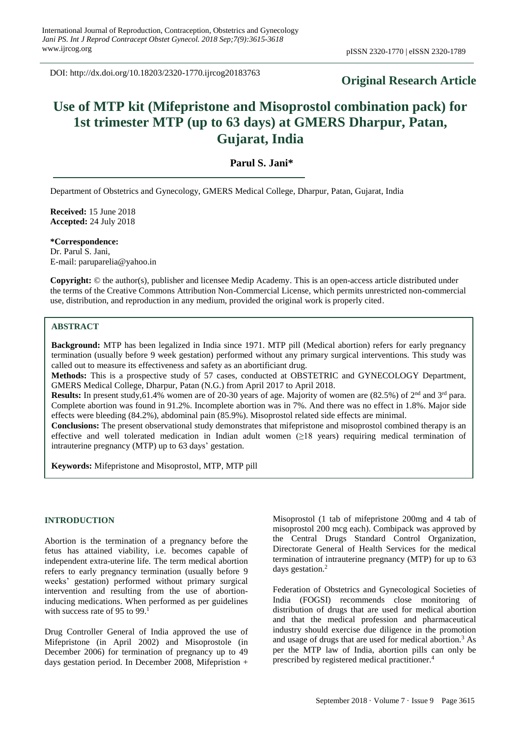DOI: http://dx.doi.org/10.18203/2320-1770.ijrcog20183763

**Original Research Article**

# Use of MTP kit (Mifepristone and Misoprostol combination pack) for 1st trimester MTP (up to 63 days) at GMERS Dharpur, Patan, Gujarat, India

**Parul S. Jani***

Department of Obstetrics and Gynecology, GMERS Medical College, Dharpur, Patan, Gujarat, India

**Received:** 15 June 2018
**Accepted:** 24 July 2018

**\*Correspondence:**
Dr. Parul S. Jani,
E-mail: paruparelia@yahoo.in

**Copyright:** © the author(s), publisher and licensee Medip Academy. This is an open-access article distributed under the terms of the Creative Commons Attribution Non-Commercial License, which permits unrestricted non-commercial use, distribution, and reproduction in any medium, provided the original work is properly cited.

## ABSTRACT

**Background:** MTP has been legalized in India since 1971. MTP pill (Medical abortion) refers for early pregnancy termination (usually before 9 week gestation) performed without any primary surgical interventions. This study was called out to measure its effectiveness and safety as an abortificiant drug.

**Methods:** This is a prospective study of 57 cases, conducted at OBSTETRIC and GYNECOLOGY Department, GMERS Medical College, Dharpur, Patan (N.G.) from April 2017 to April 2018.

**Results:** In present study,61.4% women are of 20-30 years of age. Majority of women are (82.5%) of 2nd and 3rd para. Complete abortion was found in 91.2%. Incomplete abortion was in 7%. And there was no effect in 1.8%. Major side effects were bleeding (84.2%), abdominal pain (85.9%). Misoprostol related side effects are minimal.

**Conclusions:** The present observational study demonstrates that mifepristone and misoprostol combined therapy is an effective and well tolerated medication in Indian adult women (≥18 years) requiring medical termination of intrauterine pregnancy (MTP) up to 63 days' gestation.

**Keywords:** Mifepristone and Misoprostol, MTP, MTP pill

## INTRODUCTION

Abortion is the termination of a pregnancy before the fetus has attained viability, i.e. becomes capable of independent extra-uterine life. The term medical abortion refers to early pregnancy termination (usually before 9 weeks' gestation) performed without primary surgical intervention and resulting from the use of abortion-inducing medications. When performed as per guidelines with success rate of 95 to 99.[1]

Drug Controller General of India approved the use of Mifepristone (in April 2002) and Misoprostole (in December 2006) for termination of pregnancy up to 49 days gestation period. In December 2008, Mifepristion + Misoprostol (1 tab of mifepristone 200mg and 4 tab of misoprostol 200 mcg each). Combipack was approved by the Central Drugs Standard Control Organization, Directorate General of Health Services for the medical termination of intrauterine pregnancy (MTP) for up to 63 days gestation.[2]

Federation of Obstetrics and Gynecological Societies of India (FOGSI) recommends close monitoring of distribution of drugs that are used for medical abortion and that the medical profession and pharmaceutical industry should exercise due diligence in the promotion and usage of drugs that are used for medical abortion.[3] As per the MTP law of India, abortion pills can only be prescribed by registered medical practitioner.[4]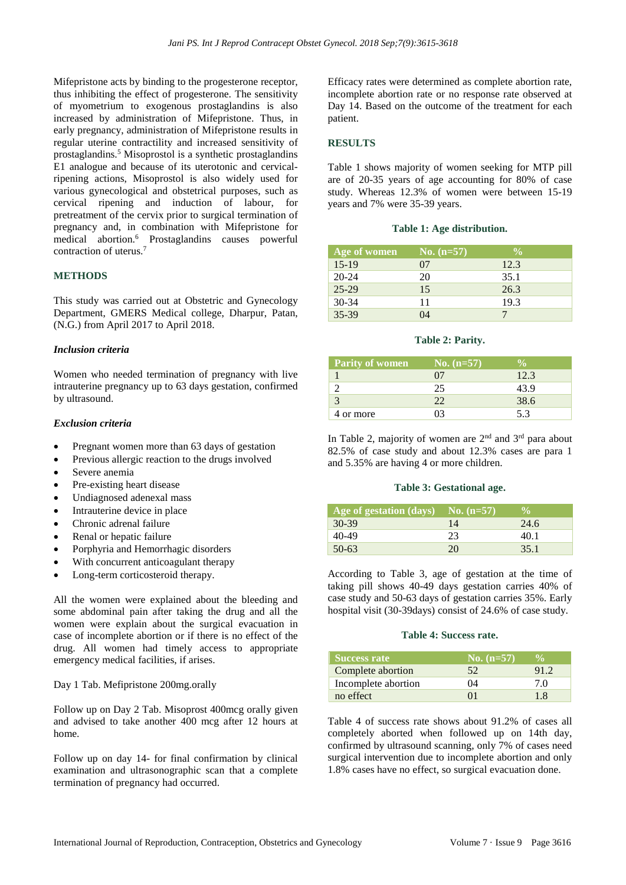Mifepristone acts by binding to the progesterone receptor, thus inhibiting the effect of progesterone. The sensitivity of myometrium to exogenous prostaglandins is also increased by administration of Mifepristone. Thus, in early pregnancy, administration of Mifepristone results in regular uterine contractility and increased sensitivity of prostaglandins.[5] Misoprostol is a synthetic prostaglandins E1 analogue and because of its uterotonic and cervical-ripening actions, Misoprostol is also widely used for various gynecological and obstetrical purposes, such as cervical ripening and induction of labour, for pretreatment of the cervix prior to surgical termination of pregnancy and, in combination with Mifepristone for medical abortion.[6] Prostaglandins causes powerful contraction of uterus.[7]

## METHODS

This study was carried out at Obstetric and Gynecology Department, GMERS Medical college, Dharpur, Patan, (N.G.) from April 2017 to April 2018.

### *Inclusion criteria*

Women who needed termination of pregnancy with live intrauterine pregnancy up to 63 days gestation, confirmed by ultrasound.

### *Exclusion criteria*

- Pregnant women more than 63 days of gestation
- Previous allergic reaction to the drugs involved
- Severe anemia
- Pre-existing heart disease
- Undiagnosed adenexal mass
- Intrauterine device in place
- Chronic adrenal failure
- Renal or hepatic failure
- Porphyria and Hemorrhagic disorders
- With concurrent anticoagulant therapy
- Long-term corticosteroid therapy.

All the women were explained about the bleeding and some abdominal pain after taking the drug and all the women were explain about the surgical evacuation in case of incomplete abortion or if there is no effect of the drug. All women had timely access to appropriate emergency medical facilities, if arises.

Day 1 Tab. Mefipristone 200mg.orally

Follow up on Day 2 Tab. Misoprost 400mcg orally given and advised to take another 400 mcg after 12 hours at home.

Follow up on day 14- for final confirmation by clinical examination and ultrasonographic scan that a complete termination of pregnancy had occurred.

Efficacy rates were determined as complete abortion rate, incomplete abortion rate or no response rate observed at Day 14. Based on the outcome of the treatment for each patient.

## RESULTS

Table 1 shows majority of women seeking for MTP pill are of 20-35 years of age accounting for 80% of case study. Whereas 12.3% of women were between 15-19 years and 7% were 35-39 years.

**Table 1: Age distribution.**

| Age of women | No. (n=57) | % |
|---|---|---|
| 15-19 | 07 | 12.3 |
| 20-24 | 20 | 35.1 |
| 25-29 | 15 | 26.3 |
| 30-34 | 11 | 19.3 |
| 35-39 | 04 | 7 |

**Table 2: Parity.**

| Parity of women | No. (n=57) | % |
|---|---|---|
| 1 | 07 | 12.3 |
| 2 | 25 | 43.9 |
| 3 | 22 | 38.6 |
| 4 or more | 03 | 5.3 |

In Table 2, majority of women are 2nd and 3rd para about 82.5% of case study and about 12.3% cases are para 1 and 5.35% are having 4 or more children.

**Table 3: Gestational age.**

| Age of gestation (days) | No. (n=57) | % |
|---|---|---|
| 30-39 | 14 | 24.6 |
| 40-49 | 23 | 40.1 |
| 50-63 | 20 | 35.1 |

According to Table 3, age of gestation at the time of taking pill shows 40-49 days gestation carries 40% of case study and 50-63 days of gestation carries 35%. Early hospital visit (30-39days) consist of 24.6% of case study.

**Table 4: Success rate.**

| Success rate | No. (n=57) | % |
|---|---|---|
| Complete abortion | 52 | 91.2 |
| Incomplete abortion | 04 | 7.0 |
| no effect | 01 | 1.8 |

Table 4 of success rate shows about 91.2% of cases all completely aborted when followed up on 14th day, confirmed by ultrasound scanning, only 7% of cases need surgical intervention due to incomplete abortion and only 1.8% cases have no effect, so surgical evacuation done.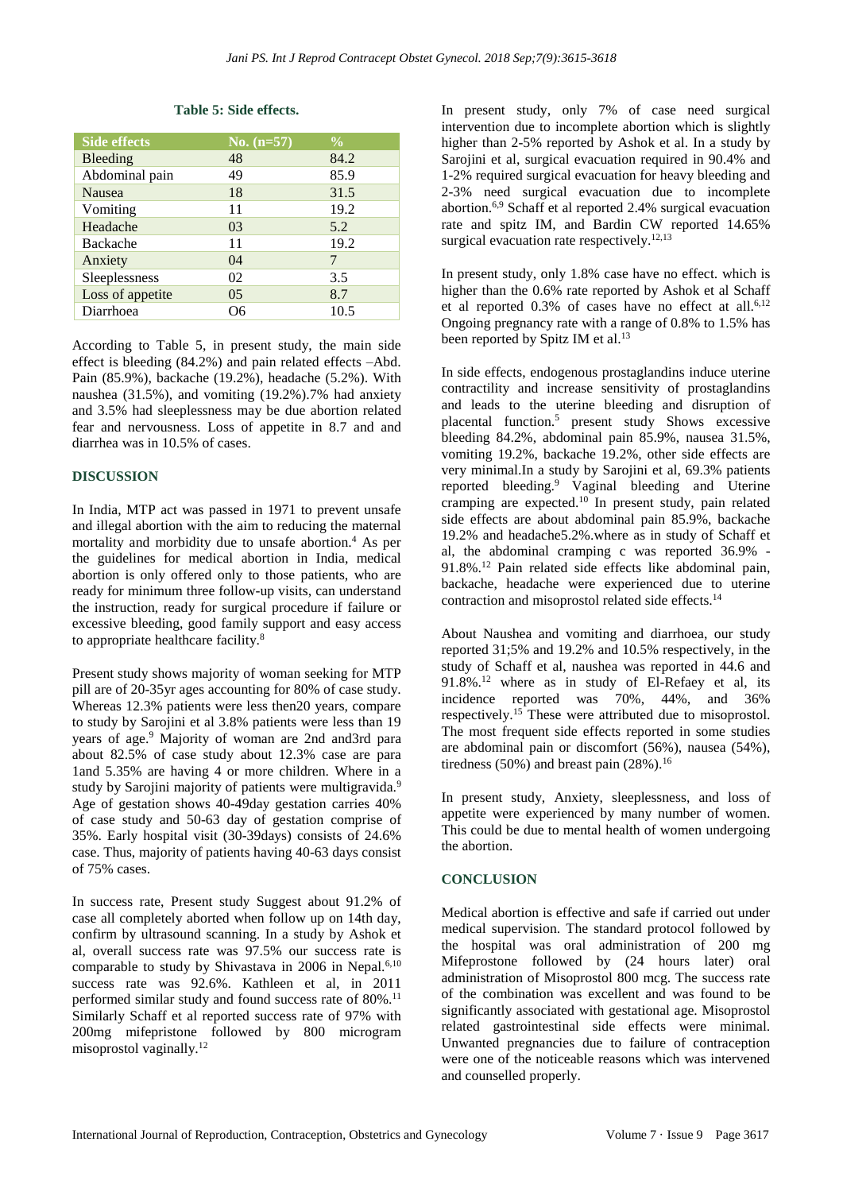**Table 5: Side effects.**

| Side effects | No. (n=57) | % |
|---|---|---|
| Bleeding | 48 | 84.2 |
| Abdominal pain | 49 | 85.9 |
| Nausea | 18 | 31.5 |
| Vomiting | 11 | 19.2 |
| Headache | 03 | 5.2 |
| Backache | 11 | 19.2 |
| Anxiety | 04 | 7 |
| Sleeplessness | 02 | 3.5 |
| Loss of appetite | 05 | 8.7 |
| Diarrhoea | O6 | 10.5 |

According to Table 5, in present study, the main side effect is bleeding (84.2%) and pain related effects –Abd. Pain (85.9%), backache (19.2%), headache (5.2%). With naushea (31.5%), and vomiting (19.2%).7% had anxiety and 3.5% had sleeplessness may be due abortion related fear and nervousness. Loss of appetite in 8.7 and and diarrhea was in 10.5% of cases.

## DISCUSSION

In India, MTP act was passed in 1971 to prevent unsafe and illegal abortion with the aim to reducing the maternal mortality and morbidity due to unsafe abortion.[4] As per the guidelines for medical abortion in India, medical abortion is only offered only to those patients, who are ready for minimum three follow-up visits, can understand the instruction, ready for surgical procedure if failure or excessive bleeding, good family support and easy access to appropriate healthcare facility.[8]

Present study shows majority of woman seeking for MTP pill are of 20-35yr ages accounting for 80% of case study. Whereas 12.3% patients were less then20 years, compare to study by Sarojini et al 3.8% patients were less than 19 years of age.[9] Majority of woman are 2nd and3rd para about 82.5% of case study about 12.3% case are para 1and 5.35% are having 4 or more children. Where in a study by Sarojini majority of patients were multigravida.[9] Age of gestation shows 40-49day gestation carries 40% of case study and 50-63 day of gestation comprise of 35%. Early hospital visit (30-39days) consists of 24.6% case. Thus, majority of patients having 40-63 days consist of 75% cases.

In success rate, Present study Suggest about 91.2% of case all completely aborted when follow up on 14th day, confirm by ultrasound scanning. In a study by Ashok et al, overall success rate was 97.5% our success rate is comparable to study by Shivastava in 2006 in Nepal.[6,10] success rate was 92.6%. Kathleen et al, in 2011 performed similar study and found success rate of 80%.[11] Similarly Schaff et al reported success rate of 97% with 200mg mifepristone followed by 800 microgram misoprostol vaginally.[12]

In present study, only 7% of case need surgical intervention due to incomplete abortion which is slightly higher than 2-5% reported by Ashok et al. In a study by Sarojini et al, surgical evacuation required in 90.4% and 1-2% required surgical evacuation for heavy bleeding and 2-3% need surgical evacuation due to incomplete abortion.[6,9] Schaff et al reported 2.4% surgical evacuation rate and spitz IM, and Bardin CW reported 14.65% surgical evacuation rate respectively.[12,13]

In present study, only 1.8% case have no effect. which is higher than the 0.6% rate reported by Ashok et al Schaff et al reported 0.3% of cases have no effect at all.[6,12] Ongoing pregnancy rate with a range of 0.8% to 1.5% has been reported by Spitz IM et al.[13]

In side effects, endogenous prostaglandins induce uterine contractility and increase sensitivity of prostaglandins and leads to the uterine bleeding and disruption of placental function.[5] present study Shows excessive bleeding 84.2%, abdominal pain 85.9%, nausea 31.5%, vomiting 19.2%, backache 19.2%, other side effects are very minimal.In a study by Sarojini et al, 69.3% patients reported bleeding.[9] Vaginal bleeding and Uterine cramping are expected.[10] In present study, pain related side effects are about abdominal pain 85.9%, backache 19.2% and headache5.2%.where as in study of Schaff et al, the abdominal cramping c was reported 36.9% - 91.8%.[12] Pain related side effects like abdominal pain, backache, headache were experienced due to uterine contraction and misoprostol related side effects.[14]

About Naushea and vomiting and diarrhoea, our study reported 31;5% and 19.2% and 10.5% respectively, in the study of Schaff et al, naushea was reported in 44.6 and 91.8%.[12] where as in study of El-Refaey et al, its incidence reported was 70%, 44%, and 36% respectively.[15] These were attributed due to misoprostol. The most frequent side effects reported in some studies are abdominal pain or discomfort (56%), nausea (54%), tiredness (50%) and breast pain (28%).[16]

In present study, Anxiety, sleeplessness, and loss of appetite were experienced by many number of women. This could be due to mental health of women undergoing the abortion.

## CONCLUSION

Medical abortion is effective and safe if carried out under medical supervision. The standard protocol followed by the hospital was oral administration of 200 mg Mifeprostone followed by (24 hours later) oral administration of Misoprostol 800 mcg. The success rate of the combination was excellent and was found to be significantly associated with gestational age. Misoprostol related gastrointestinal side effects were minimal. Unwanted pregnancies due to failure of contraception were one of the noticeable reasons which was intervened and counselled properly.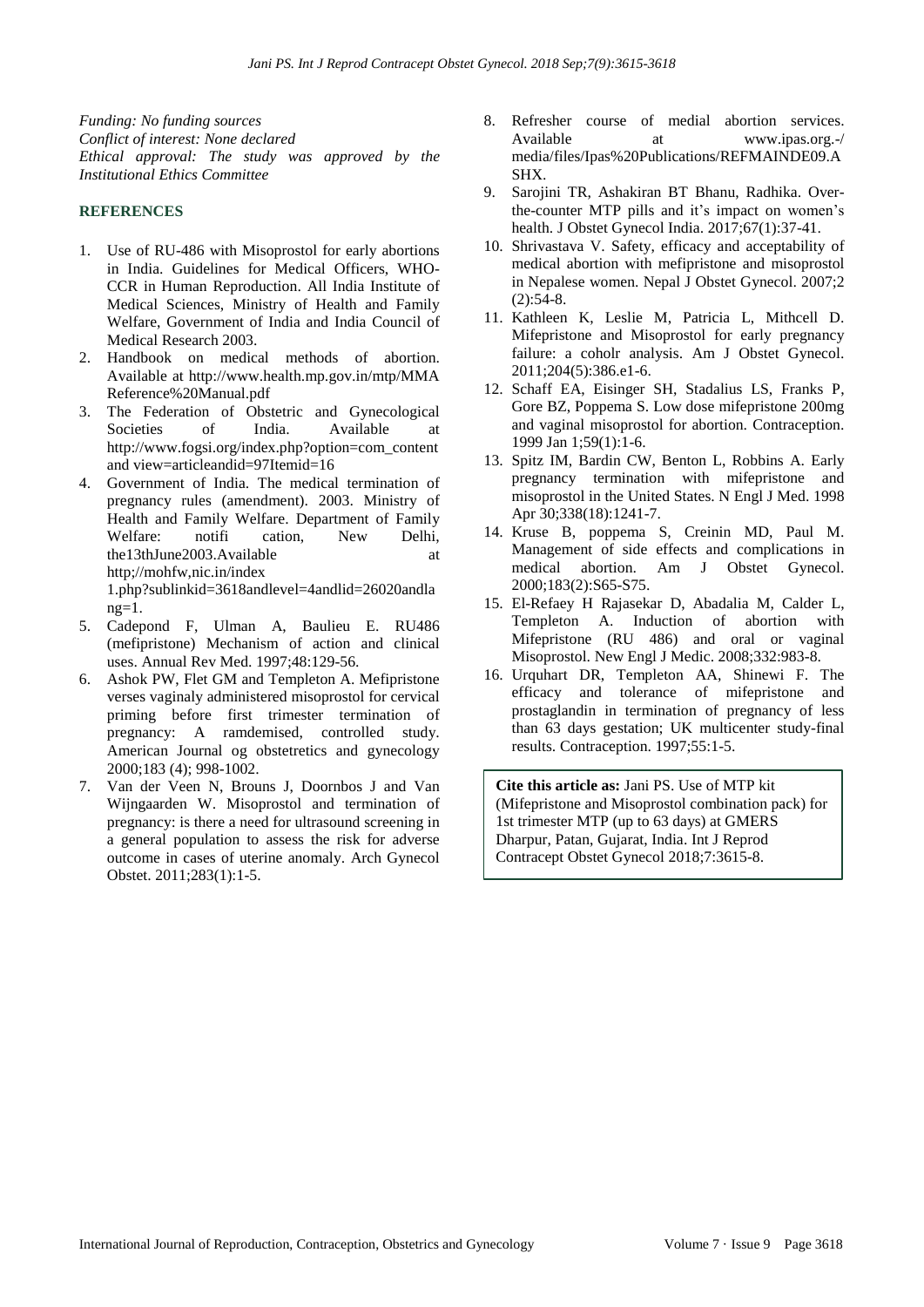*Funding: No funding sources*
*Conflict of interest: None declared*
*Ethical approval: The study was approved by the Institutional Ethics Committee*

## REFERENCES

1. Use of RU-486 with Misoprostol for early abortions in India. Guidelines for Medical Officers, WHO-CCR in Human Reproduction. All India Institute of Medical Sciences, Ministry of Health and Family Welfare, Government of India and India Council of Medical Research 2003.
2. Handbook on medical methods of abortion. Available at http://www.health.mp.gov.in/mtp/MMA Reference%20Manual.pdf
3. The Federation of Obstetric and Gynecological Societies of India. Available at http://www.fogsi.org/index.php?option=com_content and view=articleandid=97Itemid=16
4. Government of India. The medical termination of pregnancy rules (amendment). 2003. Ministry of Health and Family Welfare. Department of Family Welfare: notifi cation, New Delhi, the13thJune2003.Available at http;//mohfw,nic.in/index 1.php?sublinkid=3618andlevel=4andlid=26020andlang=1.
5. Cadepond F, Ulman A, Baulieu E. RU486 (mefipristone) Mechanism of action and clinical uses. Annual Rev Med. 1997;48:129-56.
6. Ashok PW, Flet GM and Templeton A. Mefipristone verses vaginaly administered misoprostol for cervical priming before first trimester termination of pregnancy: A ramdemised, controlled study. American Journal og obstetretics and gynecology 2000;183 (4); 998-1002.
7. Van der Veen N, Brouns J, Doornbos J and Van Wijngaarden W. Misoprostol and termination of pregnancy: is there a need for ultrasound screening in a general population to assess the risk for adverse outcome in cases of uterine anomaly. Arch Gynecol Obstet. 2011;283(1):1-5.
8. Refresher course of medial abortion services. Available at www.ipas.org.-/media/files/Ipas%20Publications/REFMAINDE09.ASHX.
9. Sarojini TR, Ashakiran BT Bhanu, Radhika. Over-the-counter MTP pills and it's impact on women's health. J Obstet Gynecol India. 2017;67(1):37-41.
10. Shrivastava V. Safety, efficacy and acceptability of medical abortion with mefipristone and misoprostol in Nepalese women. Nepal J Obstet Gynecol. 2007;2 (2):54-8.
11. Kathleen K, Leslie M, Patricia L, Mithcell D. Mifepristone and Misoprostol for early pregnancy failure: a coholr analysis. Am J Obstet Gynecol. 2011;204(5):386.e1-6.
12. Schaff EA, Eisinger SH, Stadalius LS, Franks P, Gore BZ, Poppema S. Low dose mifepristone 200mg and vaginal misoprostol for abortion. Contraception. 1999 Jan 1;59(1):1-6.
13. Spitz IM, Bardin CW, Benton L, Robbins A. Early pregnancy termination with mifepristone and misoprostol in the United States. N Engl J Med. 1998 Apr 30;338(18):1241-7.
14. Kruse B, poppema S, Creinin MD, Paul M. Management of side effects and complications in medical abortion. Am J Obstet Gynecol. 2000;183(2):S65-S75.
15. El-Refaey H Rajasekar D, Abadalia M, Calder L, Templeton A. Induction of abortion with Mifepristone (RU 486) and oral or vaginal Misoprostol. New Engl J Medic. 2008;332:983-8.
16. Urquhart DR, Templeton AA, Shinewi F. The efficacy and tolerance of mifepristone and prostaglandin in termination of pregnancy of less than 63 days gestation; UK multicenter study-final results. Contraception. 1997;55:1-5.

**Cite this article as:** Jani PS. Use of MTP kit (Mifepristone and Misoprostol combination pack) for 1st trimester MTP (up to 63 days) at GMERS Dharpur, Patan, Gujarat, India. Int J Reprod Contracept Obstet Gynecol 2018;7:3615-8.